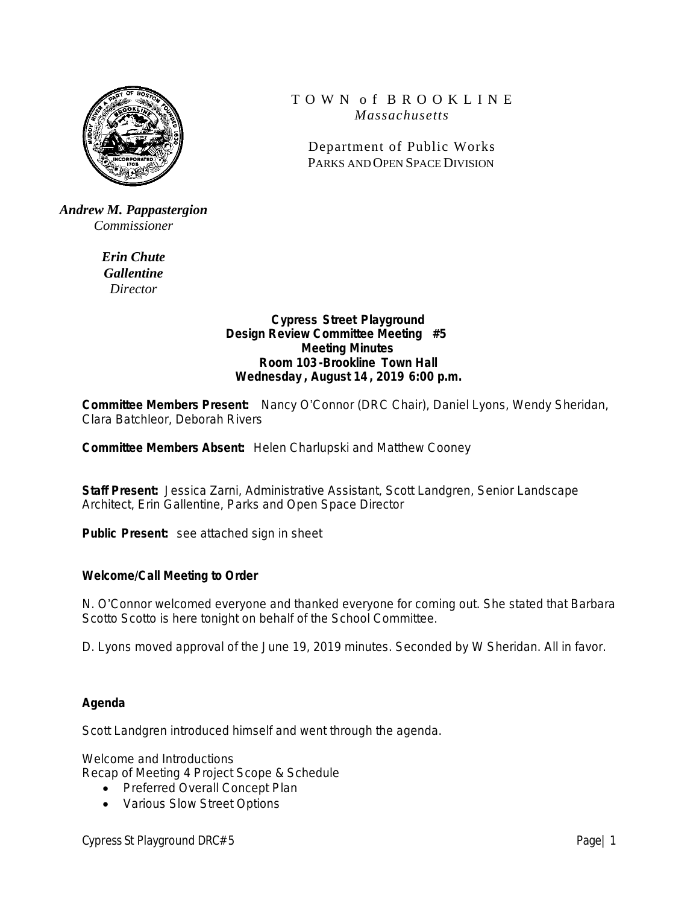TOWN of BROOKLINE
*Massachusetts*

Department of Public Works
PARKS AND OPEN SPACE DIVISION

***Andrew M. Pappastergion***
*Commissioner*

***Erin Chute Gallentine***
*Director*

**Cypress Street Playground**
**Design Review Committee Meeting #5**
**Meeting Minutes**
**Room 103-Brookline Town Hall**
**Wednesday, August 14, 2019 6:00 p.m.**

**Committee Members Present:** Nancy O'Connor (DRC Chair), Daniel Lyons, Wendy Sheridan, Clara Batchleor, Deborah Rivers

**Committee Members Absent:** Helen Charlupski and Matthew Cooney

**Staff Present:** Jessica Zarni, Administrative Assistant, Scott Landgren, Senior Landscape Architect, Erin Gallentine, Parks and Open Space Director

**Public Present:** see attached sign in sheet

**Welcome/Call Meeting to Order**

N. O'Connor welcomed everyone and thanked everyone for coming out. She stated that Barbara Scotto Scotto is here tonight on behalf of the School Committee.

D. Lyons moved approval of the June 19, 2019 minutes. Seconded by W Sheridan. All in favor.

**Agenda**

Scott Landgren introduced himself and went through the agenda.

Welcome and Introductions
Recap of Meeting 4 Project Scope & Schedule

- Preferred Overall Concept Plan
- Various Slow Street Options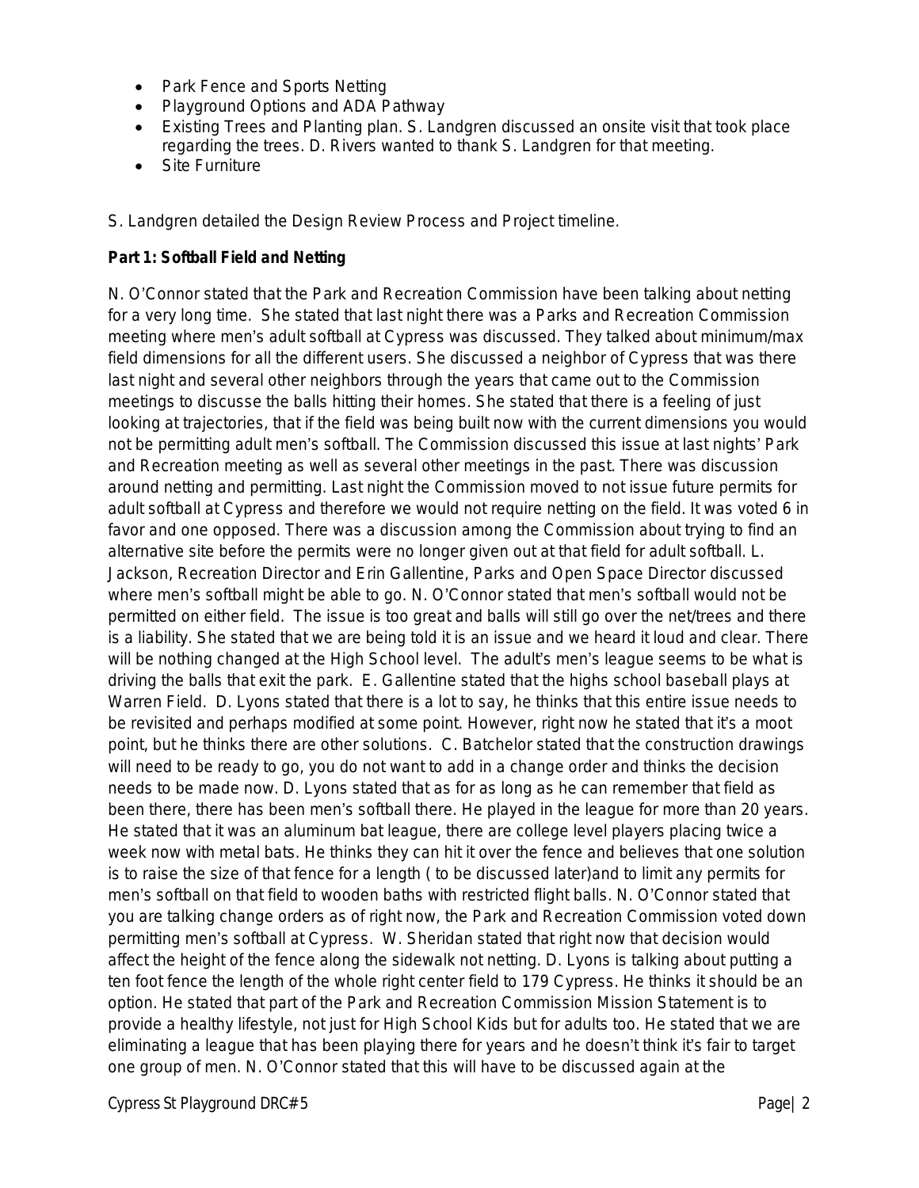- Park Fence and Sports Netting
- Playground Options and ADA Pathway
- Existing Trees and Planting plan. S. Landgren discussed an onsite visit that took place regarding the trees. D. Rivers wanted to thank S. Landgren for that meeting.
- Site Furniture

S. Landgren detailed the Design Review Process and Project timeline.

**Part 1: Softball Field and Netting**

N. O'Connor stated that the Park and Recreation Commission have been talking about netting for a very long time. She stated that last night there was a Parks and Recreation Commission meeting where men's adult softball at Cypress was discussed. They talked about minimum/max field dimensions for all the different users. She discussed a neighbor of Cypress that was there last night and several other neighbors through the years that came out to the Commission meetings to discusse the balls hitting their homes. She stated that there is a feeling of just looking at trajectories, that if the field was being built now with the current dimensions you would not be permitting adult men's softball. The Commission discussed this issue at last nights' Park and Recreation meeting as well as several other meetings in the past. There was discussion around netting and permitting. Last night the Commission moved to not issue future permits for adult softball at Cypress and therefore we would not require netting on the field. It was voted 6 in favor and one opposed. There was a discussion among the Commission about trying to find an alternative site before the permits were no longer given out at that field for adult softball. L. Jackson, Recreation Director and Erin Gallentine, Parks and Open Space Director discussed where men's softball might be able to go. N. O'Connor stated that men's softball would not be permitted on either field. The issue is too great and balls will still go over the net/trees and there is a liability. She stated that we are being told it is an issue and we heard it loud and clear. There will be nothing changed at the High School level. The adult's men's league seems to be what is driving the balls that exit the park. E. Gallentine stated that the highs school baseball plays at Warren Field. D. Lyons stated that there is a lot to say, he thinks that this entire issue needs to be revisited and perhaps modified at some point. However, right now he stated that it's a moot point, but he thinks there are other solutions. C. Batchelor stated that the construction drawings will need to be ready to go, you do not want to add in a change order and thinks the decision needs to be made now. D. Lyons stated that as for as long as he can remember that field as been there, there has been men's softball there. He played in the league for more than 20 years. He stated that it was an aluminum bat league, there are college level players placing twice a week now with metal bats. He thinks they can hit it over the fence and believes that one solution is to raise the size of that fence for a length ( to be discussed later)and to limit any permits for men's softball on that field to wooden baths with restricted flight balls. N. O'Connor stated that you are talking change orders as of right now, the Park and Recreation Commission voted down permitting men's softball at Cypress. W. Sheridan stated that right now that decision would affect the height of the fence along the sidewalk not netting. D. Lyons is talking about putting a ten foot fence the length of the whole right center field to 179 Cypress. He thinks it should be an option. He stated that part of the Park and Recreation Commission Mission Statement is to provide a healthy lifestyle, not just for High School Kids but for adults too. He stated that we are eliminating a league that has been playing there for years and he doesn't think it's fair to target one group of men. N. O'Connor stated that this will have to be discussed again at the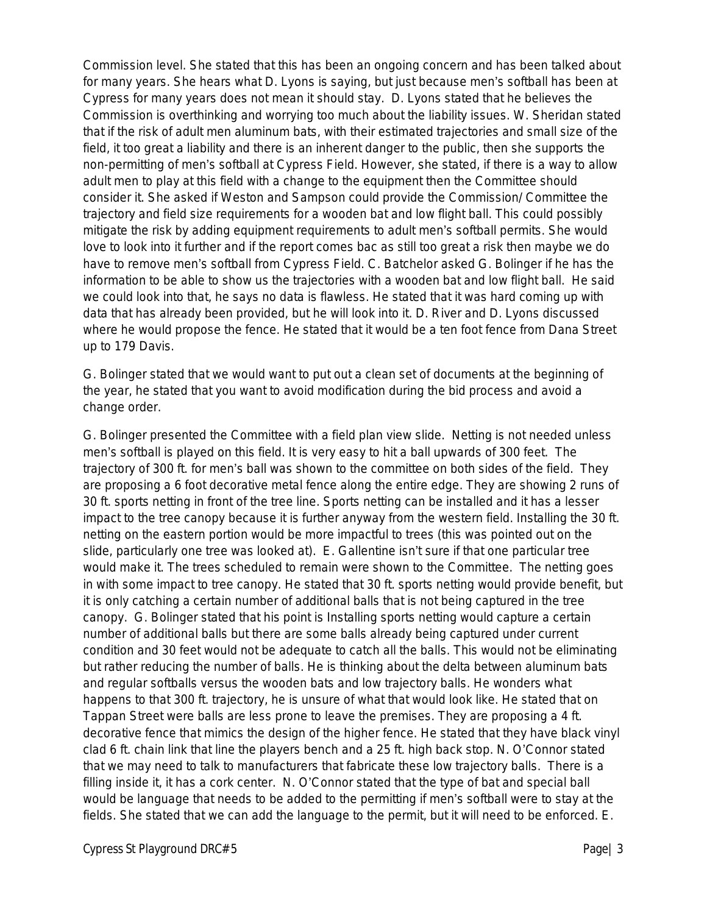Commission level. She stated that this has been an ongoing concern and has been talked about for many years. She hears what D. Lyons is saying, but just because men's softball has been at Cypress for many years does not mean it should stay. D. Lyons stated that he believes the Commission is overthinking and worrying too much about the liability issues. W. Sheridan stated that if the risk of adult men aluminum bats, with their estimated trajectories and small size of the field, it too great a liability and there is an inherent danger to the public, then she supports the non-permitting of men's softball at Cypress Field. However, she stated, if there is a way to allow adult men to play at this field with a change to the equipment then the Committee should consider it. She asked if Weston and Sampson could provide the Commission/ Committee the trajectory and field size requirements for a wooden bat and low flight ball. This could possibly mitigate the risk by adding equipment requirements to adult men's softball permits. She would love to look into it further and if the report comes bac as still too great a risk then maybe we do have to remove men's softball from Cypress Field. C. Batchelor asked G. Bolinger if he has the information to be able to show us the trajectories with a wooden bat and low flight ball. He said we could look into that, he says no data is flawless. He stated that it was hard coming up with data that has already been provided, but he will look into it. D. River and D. Lyons discussed where he would propose the fence. He stated that it would be a ten foot fence from Dana Street up to 179 Davis.

G. Bolinger stated that we would want to put out a clean set of documents at the beginning of the year, he stated that you want to avoid modification during the bid process and avoid a change order.

G. Bolinger presented the Committee with a field plan view slide. Netting is not needed unless men's softball is played on this field. It is very easy to hit a ball upwards of 300 feet. The trajectory of 300 ft. for men's ball was shown to the committee on both sides of the field. They are proposing a 6 foot decorative metal fence along the entire edge. They are showing 2 runs of 30 ft. sports netting in front of the tree line. Sports netting can be installed and it has a lesser impact to the tree canopy because it is further anyway from the western field. Installing the 30 ft. netting on the eastern portion would be more impactful to trees (this was pointed out on the slide, particularly one tree was looked at). E. Gallentine isn't sure if that one particular tree would make it. The trees scheduled to remain were shown to the Committee. The netting goes in with some impact to tree canopy. He stated that 30 ft. sports netting would provide benefit, but it is only catching a certain number of additional balls that is not being captured in the tree canopy. G. Bolinger stated that his point is Installing sports netting would capture a certain number of additional balls but there are some balls already being captured under current condition and 30 feet would not be adequate to catch all the balls. This would not be eliminating but rather reducing the number of balls. He is thinking about the delta between aluminum bats and regular softballs versus the wooden bats and low trajectory balls. He wonders what happens to that 300 ft. trajectory, he is unsure of what that would look like. He stated that on Tappan Street were balls are less prone to leave the premises. They are proposing a 4 ft. decorative fence that mimics the design of the higher fence. He stated that they have black vinyl clad 6 ft. chain link that line the players bench and a 25 ft. high back stop. N. O'Connor stated that we may need to talk to manufacturers that fabricate these low trajectory balls. There is a filling inside it, it has a cork center. N. O'Connor stated that the type of bat and special ball would be language that needs to be added to the permitting if men's softball were to stay at the fields. She stated that we can add the language to the permit, but it will need to be enforced. E.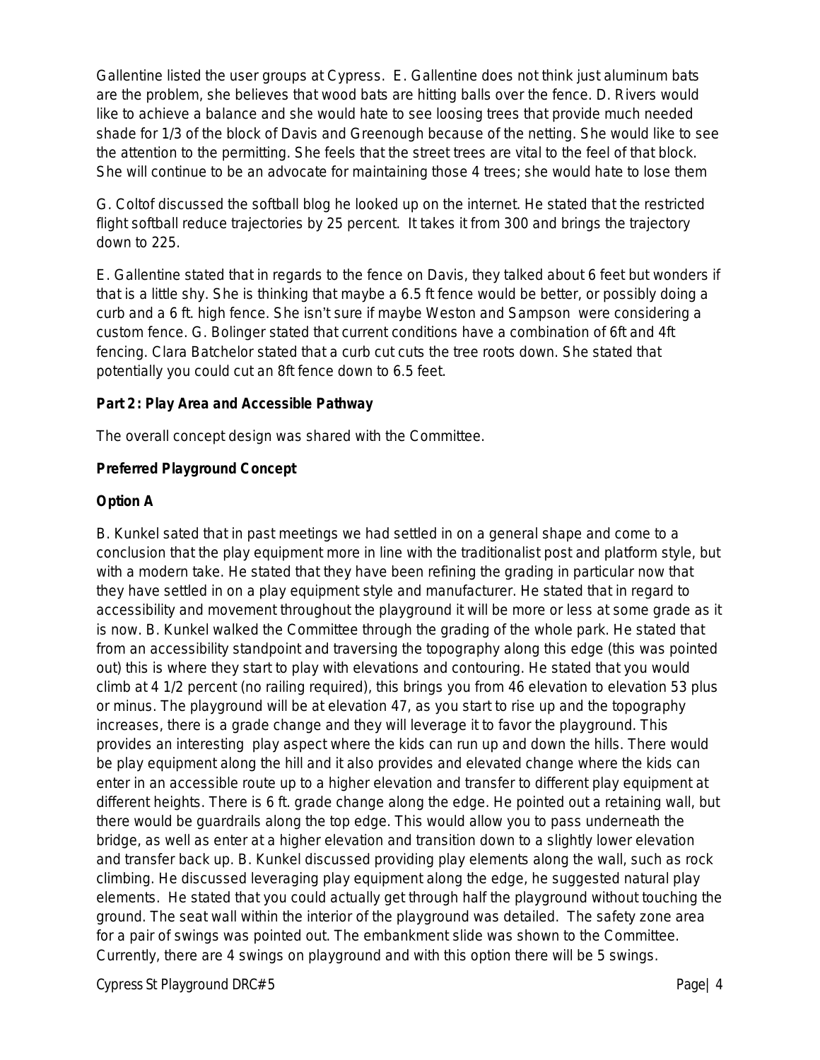Gallentine listed the user groups at Cypress. E. Gallentine does not think just aluminum bats are the problem, she believes that wood bats are hitting balls over the fence. D. Rivers would like to achieve a balance and she would hate to see loosing trees that provide much needed shade for 1/3 of the block of Davis and Greenough because of the netting. She would like to see the attention to the permitting. She feels that the street trees are vital to the feel of that block. She will continue to be an advocate for maintaining those 4 trees; she would hate to lose them

G. Coltof discussed the softball blog he looked up on the internet. He stated that the restricted flight softball reduce trajectories by 25 percent. It takes it from 300 and brings the trajectory down to 225.

E. Gallentine stated that in regards to the fence on Davis, they talked about 6 feet but wonders if that is a little shy. She is thinking that maybe a 6.5 ft fence would be better, or possibly doing a curb and a 6 ft. high fence. She isn't sure if maybe Weston and Sampson were considering a custom fence. G. Bolinger stated that current conditions have a combination of 6ft and 4ft fencing. Clara Batchelor stated that a curb cut cuts the tree roots down. She stated that potentially you could cut an 8ft fence down to 6.5 feet.

**Part 2: Play Area and Accessible Pathway**

The overall concept design was shared with the Committee.

**Preferred Playground Concept**

**Option A**

B. Kunkel sated that in past meetings we had settled in on a general shape and come to a conclusion that the play equipment more in line with the traditionalist post and platform style, but with a modern take. He stated that they have been refining the grading in particular now that they have settled in on a play equipment style and manufacturer. He stated that in regard to accessibility and movement throughout the playground it will be more or less at some grade as it is now. B. Kunkel walked the Committee through the grading of the whole park. He stated that from an accessibility standpoint and traversing the topography along this edge (this was pointed out) this is where they start to play with elevations and contouring. He stated that you would climb at 4 1/2 percent (no railing required), this brings you from 46 elevation to elevation 53 plus or minus. The playground will be at elevation 47, as you start to rise up and the topography increases, there is a grade change and they will leverage it to favor the playground. This provides an interesting play aspect where the kids can run up and down the hills. There would be play equipment along the hill and it also provides and elevated change where the kids can enter in an accessible route up to a higher elevation and transfer to different play equipment at different heights. There is 6 ft. grade change along the edge. He pointed out a retaining wall, but there would be guardrails along the top edge. This would allow you to pass underneath the bridge, as well as enter at a higher elevation and transition down to a slightly lower elevation and transfer back up. B. Kunkel discussed providing play elements along the wall, such as rock climbing. He discussed leveraging play equipment along the edge, he suggested natural play elements. He stated that you could actually get through half the playground without touching the ground. The seat wall within the interior of the playground was detailed. The safety zone area for a pair of swings was pointed out. The embankment slide was shown to the Committee. Currently, there are 4 swings on playground and with this option there will be 5 swings.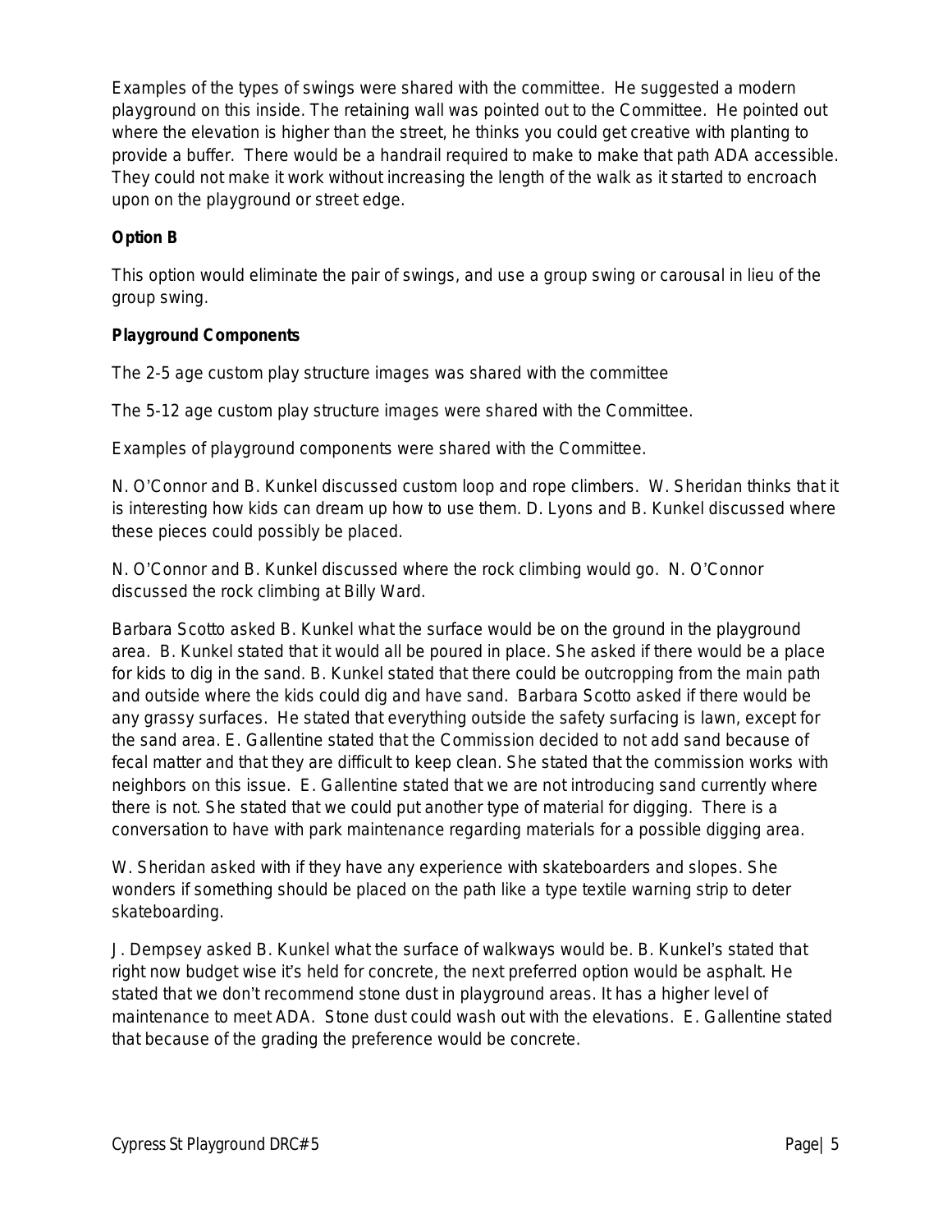Examples of the types of swings were shared with the committee. He suggested a modern playground on this inside. The retaining wall was pointed out to the Committee. He pointed out where the elevation is higher than the street, he thinks you could get creative with planting to provide a buffer. There would be a handrail required to make to make that path ADA accessible. They could not make it work without increasing the length of the walk as it started to encroach upon on the playground or street edge.

**Option B**

This option would eliminate the pair of swings, and use a group swing or carousal in lieu of the group swing.

**Playground Components**

The 2-5 age custom play structure images was shared with the committee

The 5-12 age custom play structure images were shared with the Committee.

Examples of playground components were shared with the Committee.

N. O'Connor and B. Kunkel discussed custom loop and rope climbers. W. Sheridan thinks that it is interesting how kids can dream up how to use them. D. Lyons and B. Kunkel discussed where these pieces could possibly be placed.

N. O'Connor and B. Kunkel discussed where the rock climbing would go. N. O'Connor discussed the rock climbing at Billy Ward.

Barbara Scotto asked B. Kunkel what the surface would be on the ground in the playground area. B. Kunkel stated that it would all be poured in place. She asked if there would be a place for kids to dig in the sand. B. Kunkel stated that there could be outcropping from the main path and outside where the kids could dig and have sand. Barbara Scotto asked if there would be any grassy surfaces. He stated that everything outside the safety surfacing is lawn, except for the sand area. E. Gallentine stated that the Commission decided to not add sand because of fecal matter and that they are difficult to keep clean. She stated that the commission works with neighbors on this issue. E. Gallentine stated that we are not introducing sand currently where there is not. She stated that we could put another type of material for digging. There is a conversation to have with park maintenance regarding materials for a possible digging area.

W. Sheridan asked with if they have any experience with skateboarders and slopes. She wonders if something should be placed on the path like a type textile warning strip to deter skateboarding.

J. Dempsey asked B. Kunkel what the surface of walkways would be. B. Kunkel's stated that right now budget wise it's held for concrete, the next preferred option would be asphalt. He stated that we don't recommend stone dust in playground areas. It has a higher level of maintenance to meet ADA. Stone dust could wash out with the elevations. E. Gallentine stated that because of the grading the preference would be concrete.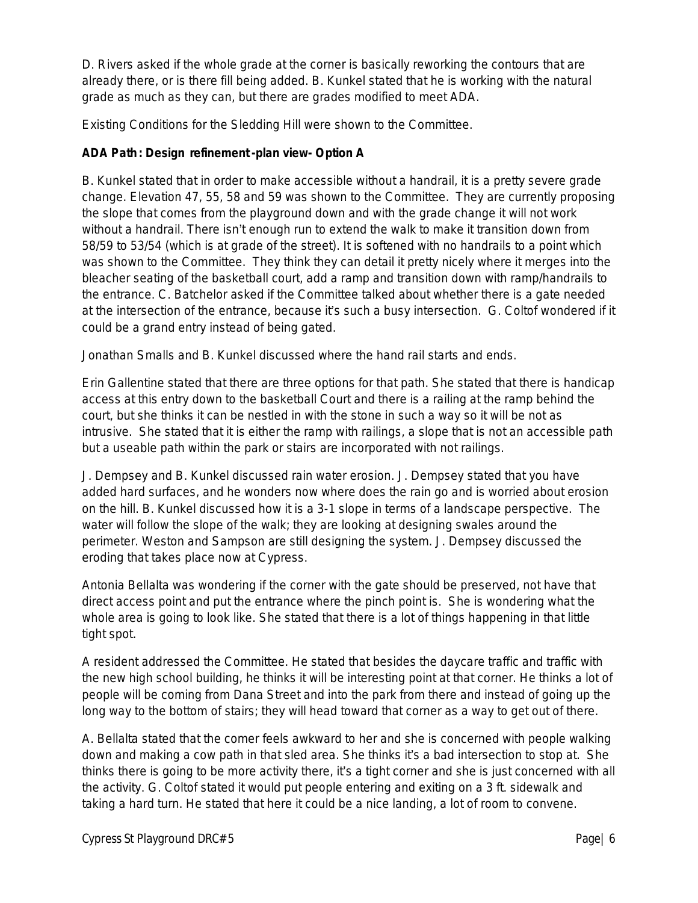D. Rivers asked if the whole grade at the corner is basically reworking the contours that are already there, or is there fill being added. B. Kunkel stated that he is working with the natural grade as much as they can, but there are grades modified to meet ADA.

Existing Conditions for the Sledding Hill were shown to the Committee.

**ADA Path: Design refinement-plan view- Option A**

B. Kunkel stated that in order to make accessible without a handrail, it is a pretty severe grade change. Elevation 47, 55, 58 and 59 was shown to the Committee. They are currently proposing the slope that comes from the playground down and with the grade change it will not work without a handrail. There isn't enough run to extend the walk to make it transition down from 58/59 to 53/54 (which is at grade of the street). It is softened with no handrails to a point which was shown to the Committee. They think they can detail it pretty nicely where it merges into the bleacher seating of the basketball court, add a ramp and transition down with ramp/handrails to the entrance. C. Batchelor asked if the Committee talked about whether there is a gate needed at the intersection of the entrance, because it's such a busy intersection. G. Coltof wondered if it could be a grand entry instead of being gated.

Jonathan Smalls and B. Kunkel discussed where the hand rail starts and ends.

Erin Gallentine stated that there are three options for that path. She stated that there is handicap access at this entry down to the basketball Court and there is a railing at the ramp behind the court, but she thinks it can be nestled in with the stone in such a way so it will be not as intrusive. She stated that it is either the ramp with railings, a slope that is not an accessible path but a useable path within the park or stairs are incorporated with not railings.

J. Dempsey and B. Kunkel discussed rain water erosion. J. Dempsey stated that you have added hard surfaces, and he wonders now where does the rain go and is worried about erosion on the hill. B. Kunkel discussed how it is a 3-1 slope in terms of a landscape perspective. The water will follow the slope of the walk; they are looking at designing swales around the perimeter. Weston and Sampson are still designing the system. J. Dempsey discussed the eroding that takes place now at Cypress.

Antonia Bellalta was wondering if the corner with the gate should be preserved, not have that direct access point and put the entrance where the pinch point is. She is wondering what the whole area is going to look like. She stated that there is a lot of things happening in that little tight spot.

A resident addressed the Committee. He stated that besides the daycare traffic and traffic with the new high school building, he thinks it will be interesting point at that corner. He thinks a lot of people will be coming from Dana Street and into the park from there and instead of going up the long way to the bottom of stairs; they will head toward that corner as a way to get out of there.

A. Bellalta stated that the comer feels awkward to her and she is concerned with people walking down and making a cow path in that sled area. She thinks it's a bad intersection to stop at. She thinks there is going to be more activity there, it's a tight corner and she is just concerned with all the activity. G. Coltof stated it would put people entering and exiting on a 3 ft. sidewalk and taking a hard turn. He stated that here it could be a nice landing, a lot of room to convene.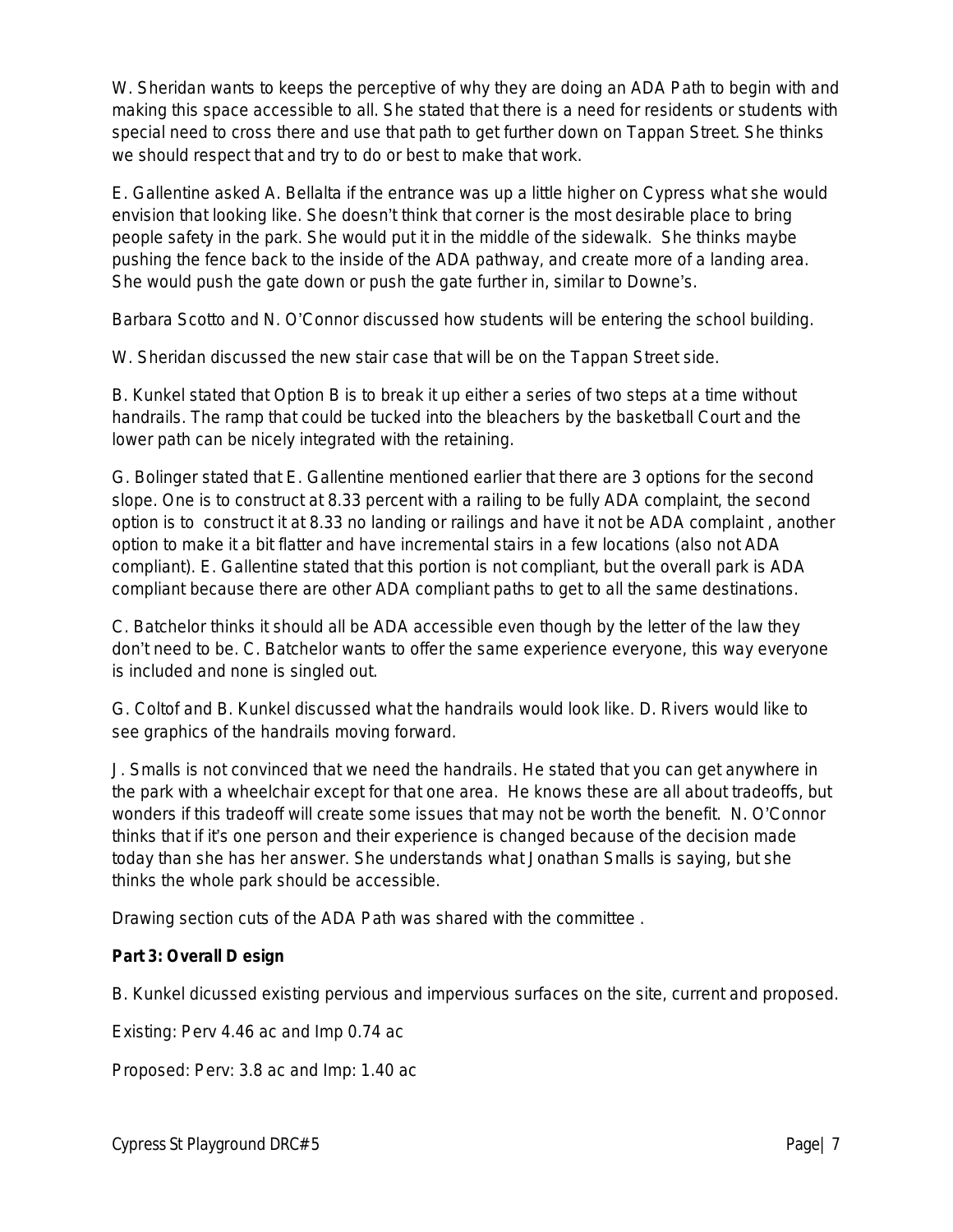W. Sheridan wants to keeps the perceptive of why they are doing an ADA Path to begin with and making this space accessible to all. She stated that there is a need for residents or students with special need to cross there and use that path to get further down on Tappan Street. She thinks we should respect that and try to do or best to make that work.

E. Gallentine asked A. Bellalta if the entrance was up a little higher on Cypress what she would envision that looking like. She doesn't think that corner is the most desirable place to bring people safety in the park. She would put it in the middle of the sidewalk. She thinks maybe pushing the fence back to the inside of the ADA pathway, and create more of a landing area. She would push the gate down or push the gate further in, similar to Downe's.

Barbara Scotto and N. O'Connor discussed how students will be entering the school building.

W. Sheridan discussed the new stair case that will be on the Tappan Street side.

B. Kunkel stated that Option B is to break it up either a series of two steps at a time without handrails. The ramp that could be tucked into the bleachers by the basketball Court and the lower path can be nicely integrated with the retaining.

G. Bolinger stated that E. Gallentine mentioned earlier that there are 3 options for the second slope. One is to construct at 8.33 percent with a railing to be fully ADA complaint, the second option is to construct it at 8.33 no landing or railings and have it not be ADA complaint , another option to make it a bit flatter and have incremental stairs in a few locations (also not ADA compliant). E. Gallentine stated that this portion is not compliant, but the overall park is ADA compliant because there are other ADA compliant paths to get to all the same destinations.

C. Batchelor thinks it should all be ADA accessible even though by the letter of the law they don't need to be. C. Batchelor wants to offer the same experience everyone, this way everyone is included and none is singled out.

G. Coltof and B. Kunkel discussed what the handrails would look like. D. Rivers would like to see graphics of the handrails moving forward.

J. Smalls is not convinced that we need the handrails. He stated that you can get anywhere in the park with a wheelchair except for that one area. He knows these are all about tradeoffs, but wonders if this tradeoff will create some issues that may not be worth the benefit. N. O'Connor thinks that if it's one person and their experience is changed because of the decision made today than she has her answer. She understands what Jonathan Smalls is saying, but she thinks the whole park should be accessible.

Drawing section cuts of the ADA Path was shared with the committee .

**Part 3: Overall Design**

B. Kunkel dicussed existing pervious and impervious surfaces on the site, current and proposed.

Existing: Perv 4.46 ac and Imp 0.74 ac

Proposed: Perv: 3.8 ac and Imp: 1.40 ac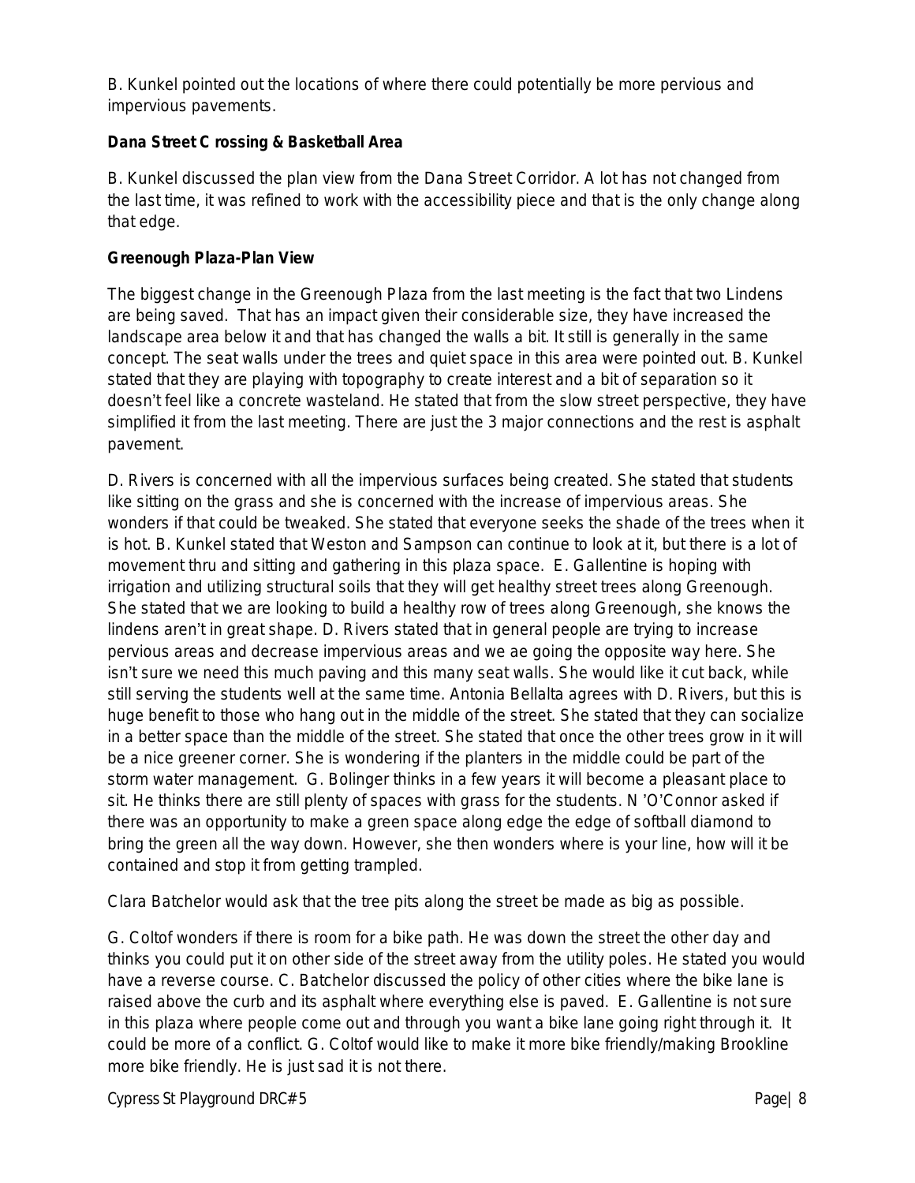B. Kunkel pointed out the locations of where there could potentially be more pervious and impervious pavements.

**Dana Street Crossing & Basketball Area**

B. Kunkel discussed the plan view from the Dana Street Corridor. A lot has not changed from the last time, it was refined to work with the accessibility piece and that is the only change along that edge.

**Greenough Plaza-Plan View**

The biggest change in the Greenough Plaza from the last meeting is the fact that two Lindens are being saved. That has an impact given their considerable size, they have increased the landscape area below it and that has changed the walls a bit. It still is generally in the same concept. The seat walls under the trees and quiet space in this area were pointed out. B. Kunkel stated that they are playing with topography to create interest and a bit of separation so it doesn't feel like a concrete wasteland. He stated that from the slow street perspective, they have simplified it from the last meeting. There are just the 3 major connections and the rest is asphalt pavement.

D. Rivers is concerned with all the impervious surfaces being created. She stated that students like sitting on the grass and she is concerned with the increase of impervious areas. She wonders if that could be tweaked. She stated that everyone seeks the shade of the trees when it is hot. B. Kunkel stated that Weston and Sampson can continue to look at it, but there is a lot of movement thru and sitting and gathering in this plaza space. E. Gallentine is hoping with irrigation and utilizing structural soils that they will get healthy street trees along Greenough. She stated that we are looking to build a healthy row of trees along Greenough, she knows the lindens aren't in great shape. D. Rivers stated that in general people are trying to increase pervious areas and decrease impervious areas and we ae going the opposite way here. She isn't sure we need this much paving and this many seat walls. She would like it cut back, while still serving the students well at the same time. Antonia Bellalta agrees with D. Rivers, but this is huge benefit to those who hang out in the middle of the street. She stated that they can socialize in a better space than the middle of the street. She stated that once the other trees grow in it will be a nice greener corner. She is wondering if the planters in the middle could be part of the storm water management. G. Bolinger thinks in a few years it will become a pleasant place to sit. He thinks there are still plenty of spaces with grass for the students. N 'O'Connor asked if there was an opportunity to make a green space along edge the edge of softball diamond to bring the green all the way down. However, she then wonders where is your line, how will it be contained and stop it from getting trampled.

Clara Batchelor would ask that the tree pits along the street be made as big as possible.

G. Coltof wonders if there is room for a bike path. He was down the street the other day and thinks you could put it on other side of the street away from the utility poles. He stated you would have a reverse course. C. Batchelor discussed the policy of other cities where the bike lane is raised above the curb and its asphalt where everything else is paved. E. Gallentine is not sure in this plaza where people come out and through you want a bike lane going right through it. It could be more of a conflict. G. Coltof would like to make it more bike friendly/making Brookline more bike friendly. He is just sad it is not there.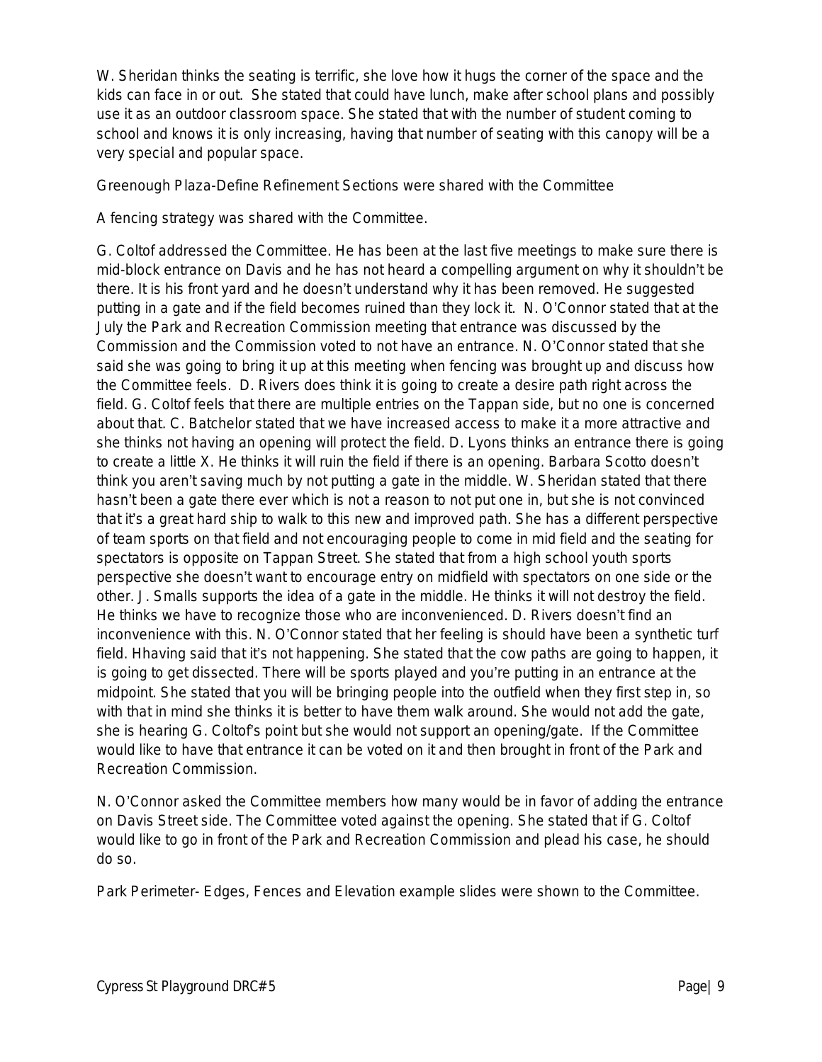W. Sheridan thinks the seating is terrific, she love how it hugs the corner of the space and the kids can face in or out. She stated that could have lunch, make after school plans and possibly use it as an outdoor classroom space. She stated that with the number of student coming to school and knows it is only increasing, having that number of seating with this canopy will be a very special and popular space.

Greenough Plaza-Define Refinement Sections were shared with the Committee

A fencing strategy was shared with the Committee.

G. Coltof addressed the Committee. He has been at the last five meetings to make sure there is mid-block entrance on Davis and he has not heard a compelling argument on why it shouldn't be there. It is his front yard and he doesn't understand why it has been removed. He suggested putting in a gate and if the field becomes ruined than they lock it. N. O'Connor stated that at the July the Park and Recreation Commission meeting that entrance was discussed by the Commission and the Commission voted to not have an entrance. N. O'Connor stated that she said she was going to bring it up at this meeting when fencing was brought up and discuss how the Committee feels. D. Rivers does think it is going to create a desire path right across the field. G. Coltof feels that there are multiple entries on the Tappan side, but no one is concerned about that. C. Batchelor stated that we have increased access to make it a more attractive and she thinks not having an opening will protect the field. D. Lyons thinks an entrance there is going to create a little X. He thinks it will ruin the field if there is an opening. Barbara Scotto doesn't think you aren't saving much by not putting a gate in the middle. W. Sheridan stated that there hasn't been a gate there ever which is not a reason to not put one in, but she is not convinced that it's a great hard ship to walk to this new and improved path. She has a different perspective of team sports on that field and not encouraging people to come in mid field and the seating for spectators is opposite on Tappan Street. She stated that from a high school youth sports perspective she doesn't want to encourage entry on midfield with spectators on one side or the other. J. Smalls supports the idea of a gate in the middle. He thinks it will not destroy the field. He thinks we have to recognize those who are inconvenienced. D. Rivers doesn't find an inconvenience with this. N. O'Connor stated that her feeling is should have been a synthetic turf field. Hhaving said that it's not happening. She stated that the cow paths are going to happen, it is going to get dissected. There will be sports played and you're putting in an entrance at the midpoint. She stated that you will be bringing people into the outfield when they first step in, so with that in mind she thinks it is better to have them walk around. She would not add the gate, she is hearing G. Coltof's point but she would not support an opening/gate. If the Committee would like to have that entrance it can be voted on it and then brought in front of the Park and Recreation Commission.

N. O'Connor asked the Committee members how many would be in favor of adding the entrance on Davis Street side. The Committee voted against the opening. She stated that if G. Coltof would like to go in front of the Park and Recreation Commission and plead his case, he should do so.

Park Perimeter- Edges, Fences and Elevation example slides were shown to the Committee.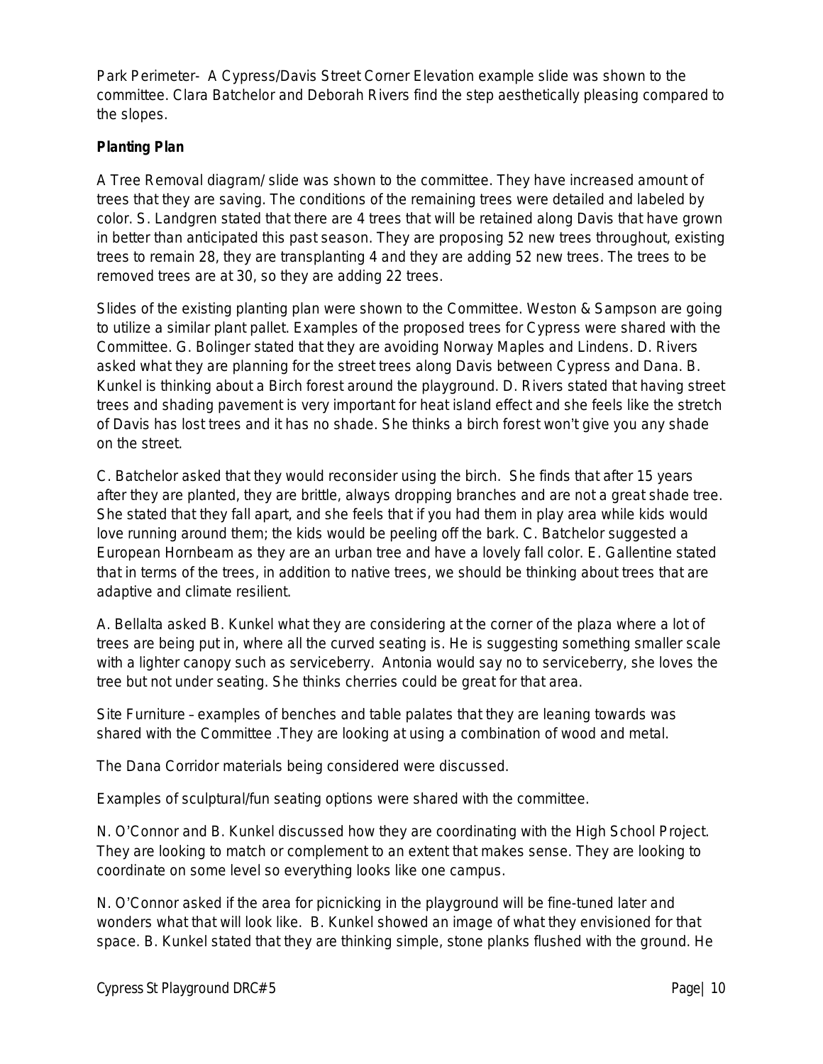Park Perimeter- A Cypress/Davis Street Corner Elevation example slide was shown to the committee. Clara Batchelor and Deborah Rivers find the step aesthetically pleasing compared to the slopes.

**Planting Plan**

A Tree Removal diagram/ slide was shown to the committee. They have increased amount of trees that they are saving. The conditions of the remaining trees were detailed and labeled by color. S. Landgren stated that there are 4 trees that will be retained along Davis that have grown in better than anticipated this past season. They are proposing 52 new trees throughout, existing trees to remain 28, they are transplanting 4 and they are adding 52 new trees. The trees to be removed trees are at 30, so they are adding 22 trees.

Slides of the existing planting plan were shown to the Committee. Weston & Sampson are going to utilize a similar plant pallet. Examples of the proposed trees for Cypress were shared with the Committee. G. Bolinger stated that they are avoiding Norway Maples and Lindens. D. Rivers asked what they are planning for the street trees along Davis between Cypress and Dana. B. Kunkel is thinking about a Birch forest around the playground. D. Rivers stated that having street trees and shading pavement is very important for heat island effect and she feels like the stretch of Davis has lost trees and it has no shade. She thinks a birch forest won't give you any shade on the street.

C. Batchelor asked that they would reconsider using the birch. She finds that after 15 years after they are planted, they are brittle, always dropping branches and are not a great shade tree. She stated that they fall apart, and she feels that if you had them in play area while kids would love running around them; the kids would be peeling off the bark. C. Batchelor suggested a European Hornbeam as they are an urban tree and have a lovely fall color. E. Gallentine stated that in terms of the trees, in addition to native trees, we should be thinking about trees that are adaptive and climate resilient.

A. Bellalta asked B. Kunkel what they are considering at the corner of the plaza where a lot of trees are being put in, where all the curved seating is. He is suggesting something smaller scale with a lighter canopy such as serviceberry. Antonia would say no to serviceberry, she loves the tree but not under seating. She thinks cherries could be great for that area.

Site Furniture – examples of benches and table palates that they are leaning towards was shared with the Committee .They are looking at using a combination of wood and metal.

The Dana Corridor materials being considered were discussed.

Examples of sculptural/fun seating options were shared with the committee.

N. O'Connor and B. Kunkel discussed how they are coordinating with the High School Project. They are looking to match or complement to an extent that makes sense. They are looking to coordinate on some level so everything looks like one campus.

N. O'Connor asked if the area for picnicking in the playground will be fine-tuned later and wonders what that will look like. B. Kunkel showed an image of what they envisioned for that space. B. Kunkel stated that they are thinking simple, stone planks flushed with the ground. He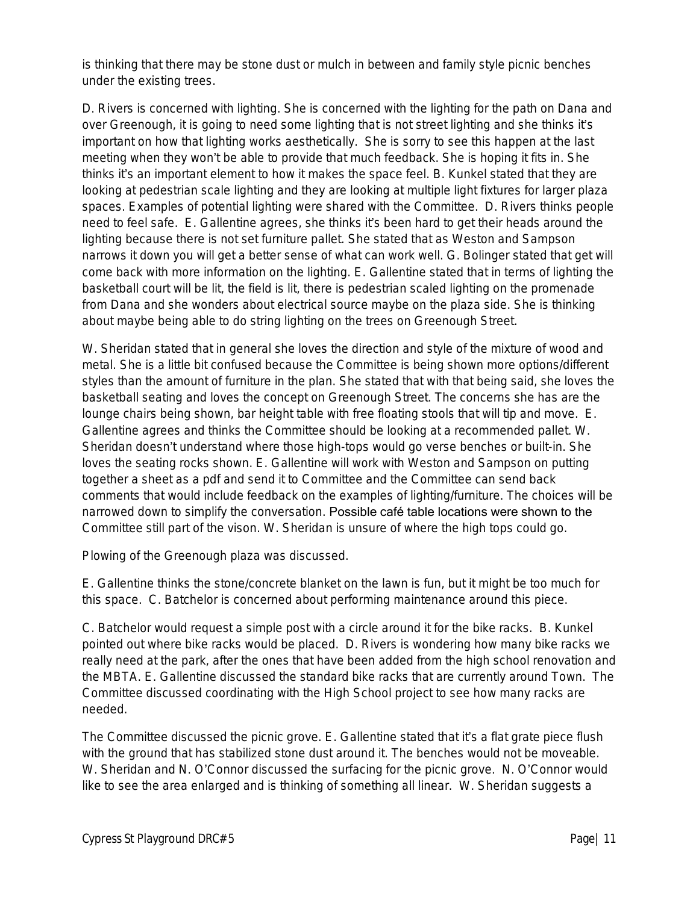is thinking that there may be stone dust or mulch in between and family style picnic benches under the existing trees.

D. Rivers is concerned with lighting. She is concerned with the lighting for the path on Dana and over Greenough, it is going to need some lighting that is not street lighting and she thinks it's important on how that lighting works aesthetically. She is sorry to see this happen at the last meeting when they won't be able to provide that much feedback. She is hoping it fits in. She thinks it's an important element to how it makes the space feel. B. Kunkel stated that they are looking at pedestrian scale lighting and they are looking at multiple light fixtures for larger plaza spaces. Examples of potential lighting were shared with the Committee. D. Rivers thinks people need to feel safe. E. Gallentine agrees, she thinks it's been hard to get their heads around the lighting because there is not set furniture pallet. She stated that as Weston and Sampson narrows it down you will get a better sense of what can work well. G. Bolinger stated that get will come back with more information on the lighting. E. Gallentine stated that in terms of lighting the basketball court will be lit, the field is lit, there is pedestrian scaled lighting on the promenade from Dana and she wonders about electrical source maybe on the plaza side. She is thinking about maybe being able to do string lighting on the trees on Greenough Street.

W. Sheridan stated that in general she loves the direction and style of the mixture of wood and metal. She is a little bit confused because the Committee is being shown more options/different styles than the amount of furniture in the plan. She stated that with that being said, she loves the basketball seating and loves the concept on Greenough Street. The concerns she has are the lounge chairs being shown, bar height table with free floating stools that will tip and move. E. Gallentine agrees and thinks the Committee should be looking at a recommended pallet. W. Sheridan doesn't understand where those high-tops would go verse benches or built-in. She loves the seating rocks shown. E. Gallentine will work with Weston and Sampson on putting together a sheet as a pdf and send it to Committee and the Committee can send back comments that would include feedback on the examples of lighting/furniture. The choices will be narrowed down to simplify the conversation. Possible café table locations were shown to the Committee still part of the vison. W. Sheridan is unsure of where the high tops could go.

Plowing of the Greenough plaza was discussed.

E. Gallentine thinks the stone/concrete blanket on the lawn is fun, but it might be too much for this space. C. Batchelor is concerned about performing maintenance around this piece.

C. Batchelor would request a simple post with a circle around it for the bike racks. B. Kunkel pointed out where bike racks would be placed. D. Rivers is wondering how many bike racks we really need at the park, after the ones that have been added from the high school renovation and the MBTA. E. Gallentine discussed the standard bike racks that are currently around Town. The Committee discussed coordinating with the High School project to see how many racks are needed.

The Committee discussed the picnic grove. E. Gallentine stated that it's a flat grate piece flush with the ground that has stabilized stone dust around it. The benches would not be moveable. W. Sheridan and N. O'Connor discussed the surfacing for the picnic grove. N. O'Connor would like to see the area enlarged and is thinking of something all linear. W. Sheridan suggests a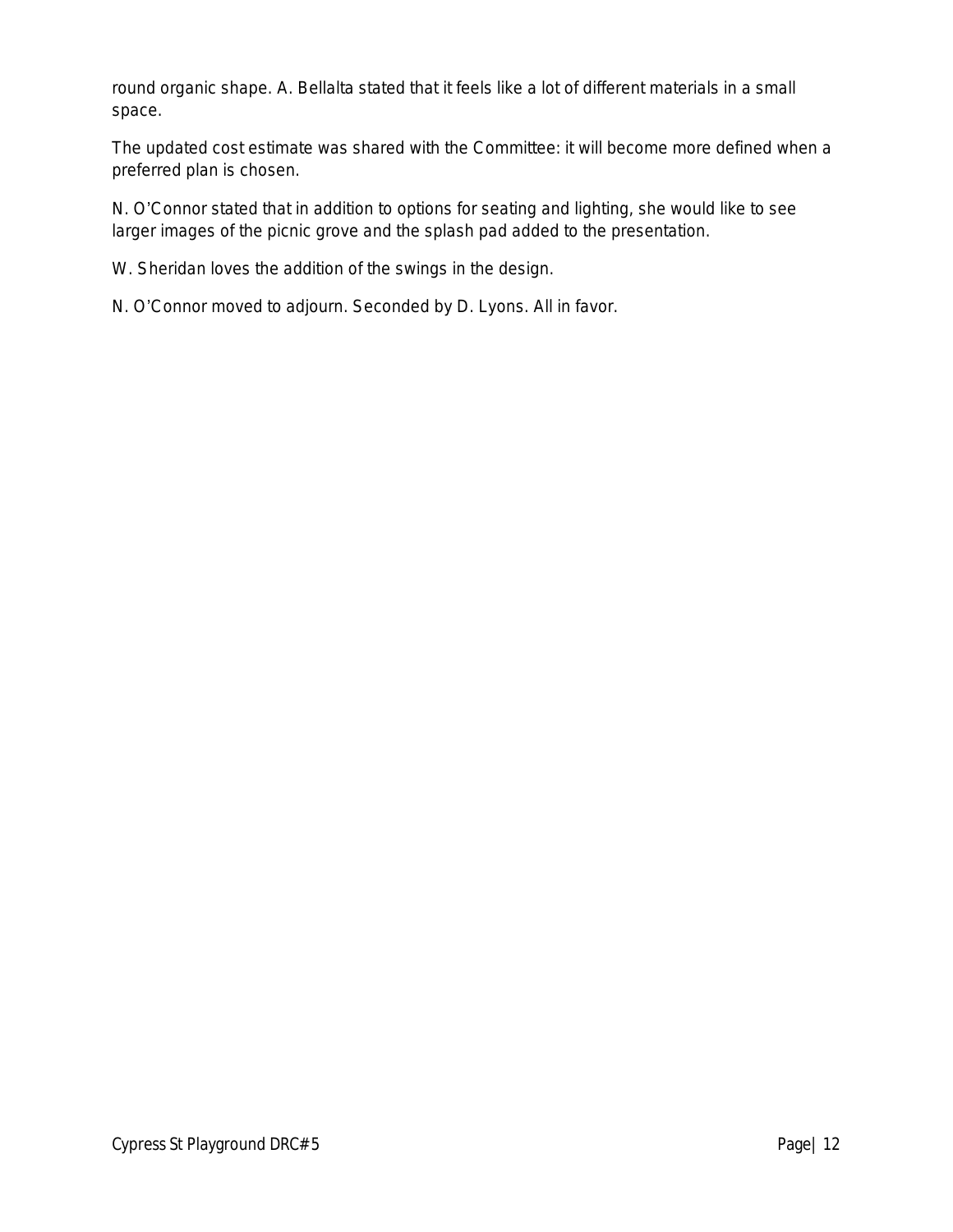round organic shape. A. Bellalta stated that it feels like a lot of different materials in a small space.

The updated cost estimate was shared with the Committee: it will become more defined when a preferred plan is chosen.

N. O'Connor stated that in addition to options for seating and lighting, she would like to see larger images of the picnic grove and the splash pad added to the presentation.

W. Sheridan loves the addition of the swings in the design.

N. O'Connor moved to adjourn. Seconded by D. Lyons. All in favor.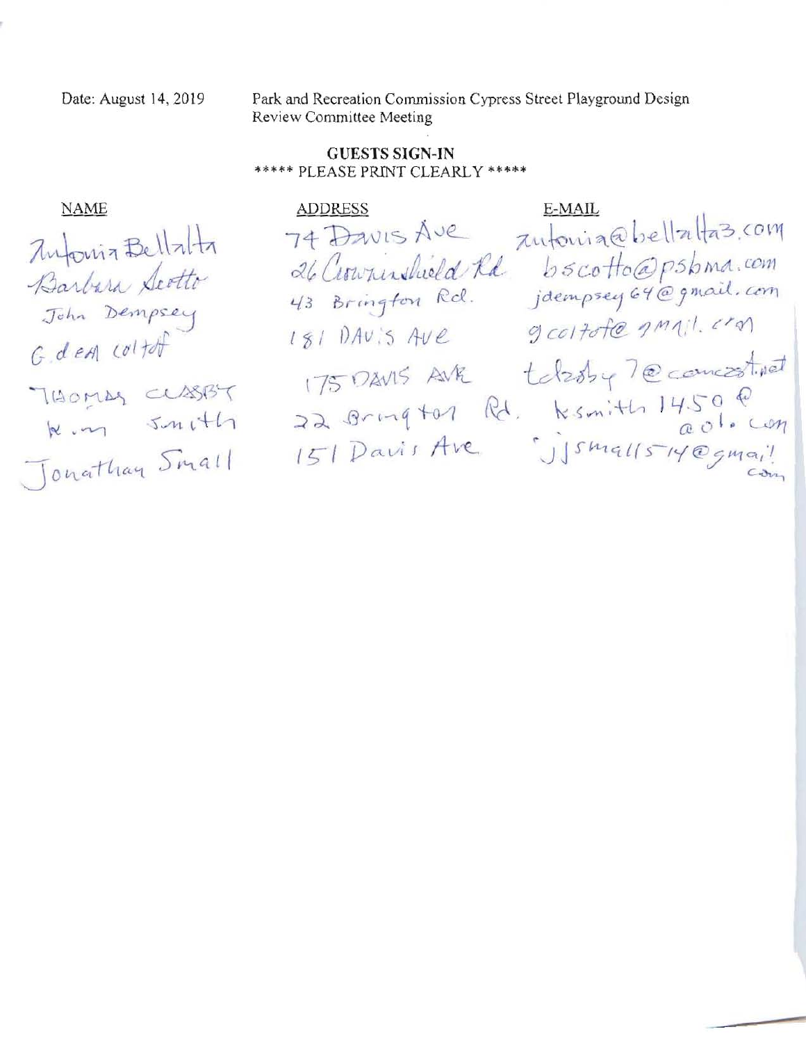Date: August 14, 2019

Park and Recreation Commission Cypress Street Playground Design Review Committee Meeting

**GUESTS SIGN-IN**

***** PLEASE PRINT CLEARLY *****

| NAME | ADDRESS | E-MAIL |
| --- | --- | --- |
| Antonia Bellalta | 74 Davis Ave | antonia@bellalta3.com |
| Barbara Scotto | 26 Crowninshield Rd | bscotto@psbma.com |
| John Dempsey | 43 Brington Rd. | jdempsey64@gmail.com |
| Gideon Coltof | 181 DAVIS AVE | gcoltof@gmail.com |
| THOMAS CLASBY | 175 DAVIS AVE | tclasby7@comcast.net |
| Kim Smith | 22 Brington Rd. | ksmith1450@aol.com |
| Jonathan Small | 151 Davis Ave | jjsmall514@gmail.com |